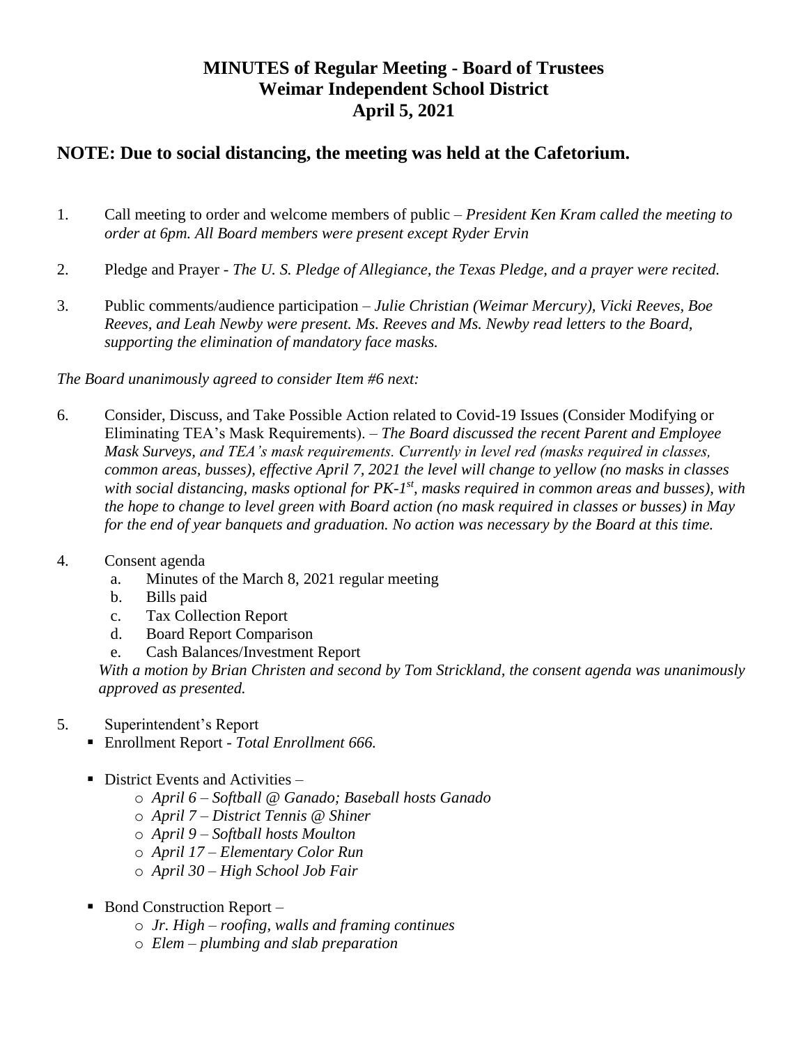# MINUTES of Regular Meeting - Board of Trustees
# Weimar Independent School District
# April 5, 2021

## NOTE: Due to social distancing, the meeting was held at the Cafetorium.

1. Call meeting to order and welcome members of public – *President Ken Kram called the meeting to order at 6pm. All Board members were present except Ryder Ervin*

2. Pledge and Prayer - *The U. S. Pledge of Allegiance, the Texas Pledge, and a prayer were recited.*

3. Public comments/audience participation – *Julie Christian (Weimar Mercury), Vicki Reeves, Boe Reeves, and Leah Newby were present. Ms. Reeves and Ms. Newby read letters to the Board, supporting the elimination of mandatory face masks.*

*The Board unanimously agreed to consider Item #6 next:*

6. Consider, Discuss, and Take Possible Action related to Covid-19 Issues (Consider Modifying or Eliminating TEA's Mask Requirements). – *The Board discussed the recent Parent and Employee Mask Surveys, and TEA's mask requirements. Currently in level red (masks required in classes, common areas, busses), effective April 7, 2021 the level will change to yellow (no masks in classes with social distancing, masks optional for PK-1st, masks required in common areas and busses), with the hope to change to level green with Board action (no mask required in classes or busses) in May for the end of year banquets and graduation. No action was necessary by the Board at this time.*

4. Consent agenda
   a. Minutes of the March 8, 2021 regular meeting
   b. Bills paid
   c. Tax Collection Report
   d. Board Report Comparison
   e. Cash Balances/Investment Report

   *With a motion by Brian Christen and second by Tom Strickland, the consent agenda was unanimously approved as presented.*

5. Superintendent's Report
   - Enrollment Report - *Total Enrollment 666.*
   - District Events and Activities –
     - *April 6 – Softball @ Ganado; Baseball hosts Ganado*
     - *April 7 – District Tennis @ Shiner*
     - *April 9 – Softball hosts Moulton*
     - *April 17 – Elementary Color Run*
     - *April 30 – High School Job Fair*
   - Bond Construction Report –
     - *Jr. High – roofing, walls and framing continues*
     - *Elem – plumbing and slab preparation*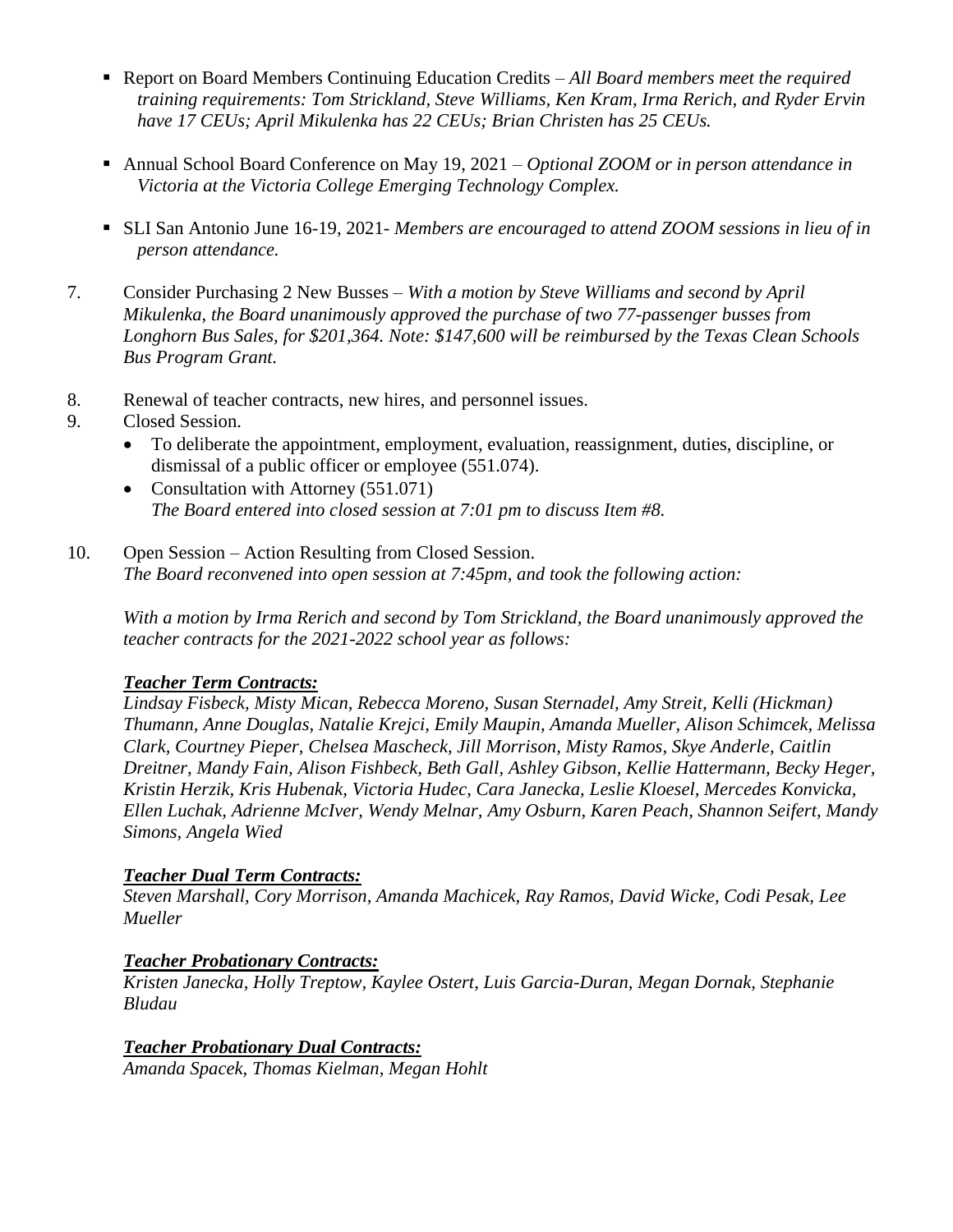- Report on Board Members Continuing Education Credits – *All Board members meet the required training requirements: Tom Strickland, Steve Williams, Ken Kram, Irma Rerich, and Ryder Ervin have 17 CEUs; April Mikulenka has 22 CEUs; Brian Christen has 25 CEUs.*

- Annual School Board Conference on May 19, 2021 – *Optional ZOOM or in person attendance in Victoria at the Victoria College Emerging Technology Complex.*

- SLI San Antonio June 16-19, 2021- *Members are encouraged to attend ZOOM sessions in lieu of in person attendance.*

7. Consider Purchasing 2 New Busses – *With a motion by Steve Williams and second by April Mikulenka, the Board unanimously approved the purchase of two 77-passenger busses from Longhorn Bus Sales, for $201,364. Note: $147,600 will be reimbursed by the Texas Clean Schools Bus Program Grant.*

8. Renewal of teacher contracts, new hires, and personnel issues.

9. Closed Session.
   - To deliberate the appointment, employment, evaluation, reassignment, duties, discipline, or dismissal of a public officer or employee (551.074).
   - Consultation with Attorney (551.071)
     *The Board entered into closed session at 7:01 pm to discuss Item #8.*

10. Open Session – Action Resulting from Closed Session.
    *The Board reconvened into open session at 7:45pm, and took the following action:*

    *With a motion by Irma Rerich and second by Tom Strickland, the Board unanimously approved the teacher contracts for the 2021-2022 school year as follows:*

    ***Teacher Term Contracts:***
    *Lindsay Fisbeck, Misty Mican, Rebecca Moreno, Susan Sternadel, Amy Streit, Kelli (Hickman) Thumann, Anne Douglas, Natalie Krejci, Emily Maupin, Amanda Mueller, Alison Schimcek, Melissa Clark, Courtney Pieper, Chelsea Mascheck, Jill Morrison, Misty Ramos, Skye Anderle, Caitlin Dreitner, Mandy Fain, Alison Fishbeck, Beth Gall, Ashley Gibson, Kellie Hattermann, Becky Heger, Kristin Herzik, Kris Hubenak, Victoria Hudec, Cara Janecka, Leslie Kloesel, Mercedes Konvicka, Ellen Luchak, Adrienne McIver, Wendy Melnar, Amy Osburn, Karen Peach, Shannon Seifert, Mandy Simons, Angela Wied*

    ***Teacher Dual Term Contracts:***
    *Steven Marshall, Cory Morrison, Amanda Machicek, Ray Ramos, David Wicke, Codi Pesak, Lee Mueller*

    ***Teacher Probationary Contracts:***
    *Kristen Janecka, Holly Treptow, Kaylee Ostert, Luis Garcia-Duran, Megan Dornak, Stephanie Bludau*

    ***Teacher Probationary Dual Contracts:***
    *Amanda Spacek, Thomas Kielman, Megan Hohlt*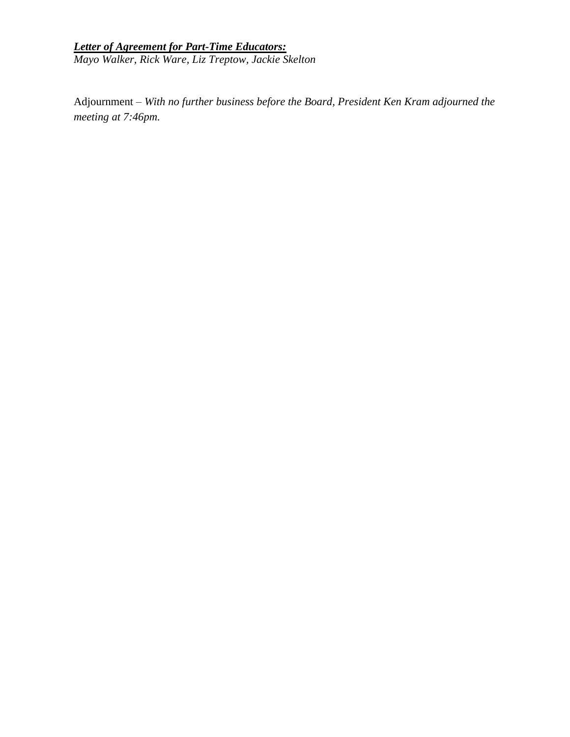***<u>Letter of Agreement for Part-Time Educators:</u>***
*Mayo Walker, Rick Ware, Liz Treptow, Jackie Skelton*

Adjournment – *With no further business before the Board, President Ken Kram adjourned the meeting at 7:46pm.*